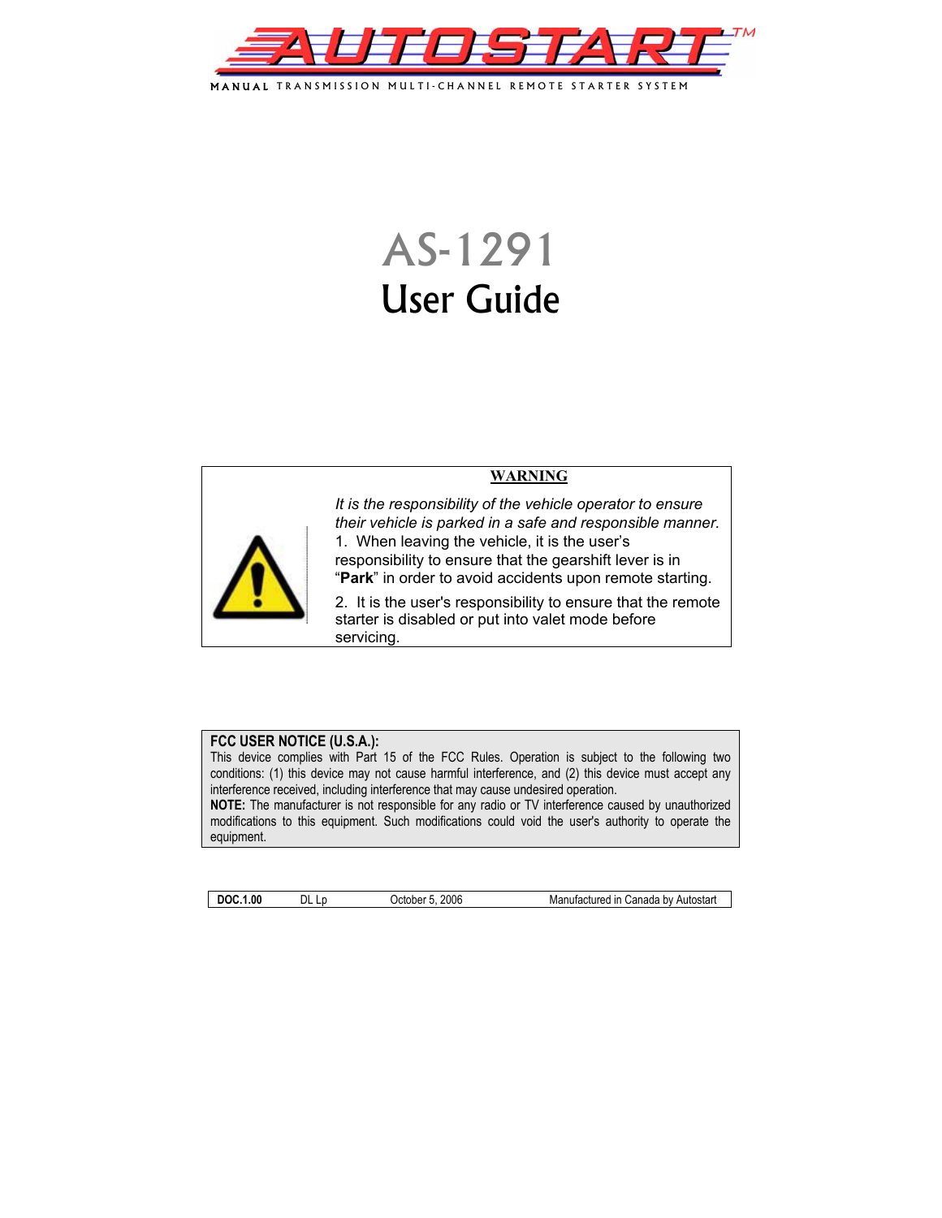# AUTOSTART™

MANUAL TRANSMISSION MULTI-CHANNEL REMOTE STARTER SYSTEM

# AS-1291
# User Guide

**WARNING**

*It is the responsibility of the vehicle operator to ensure their vehicle is parked in a safe and responsible manner.*

1. When leaving the vehicle, it is the user's responsibility to ensure that the gearshift lever is in "**Park**" in order to avoid accidents upon remote starting.

2. It is the user's responsibility to ensure that the remote starter is disabled or put into valet mode before servicing.

**FCC USER NOTICE (U.S.A.):**
This device complies with Part 15 of the FCC Rules. Operation is subject to the following two conditions: (1) this device may not cause harmful interference, and (2) this device must accept any interference received, including interference that may cause undesired operation.
**NOTE:** The manufacturer is not responsible for any radio or TV interference caused by unauthorized modifications to this equipment. Such modifications could void the user's authority to operate the equipment.

| **DOC.1.00** | DL Lp | October 5, 2006 | Manufactured in Canada by Autostart |
|---|---|---|---|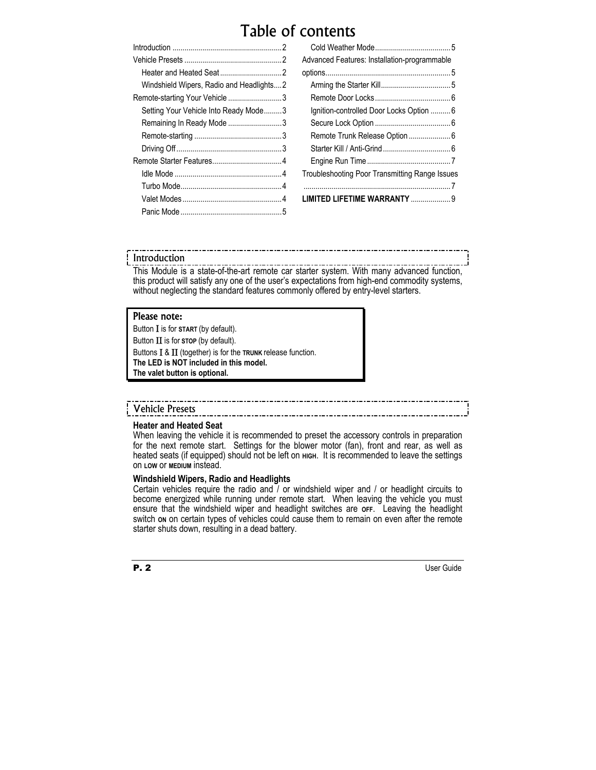# Table of contents

- Introduction ........................................................2
- Vehicle Presets ....................................................2
  - Heater and Heated Seat ...............................2
  - Windshield Wipers, Radio and Headlights....2
- Remote-starting Your Vehicle ...........................3
  - Setting Your Vehicle Into Ready Mode.........3
  - Remaining In Ready Mode ...........................3
  - Remote-starting ............................................3
  - Driving Off......................................................3
- Remote Starter Features...................................4
  - Idle Mode ......................................................4
  - Turbo Mode...................................................4
  - Valet Modes ..................................................4
  - Panic Mode ...................................................5
  - Cold Weather Mode......................................5
- Advanced Features: Installation-programmable options...............................................................5
  - Arming the Starter Kill...................................5
  - Remote Door Locks......................................6
  - Ignition-controlled Door Locks Option ..........6
  - Secure Lock Option ......................................6
  - Remote Trunk Release Option .....................6
  - Starter Kill / Anti-Grind ..................................6
  - Engine Run Time ..........................................7
- Troubleshooting Poor Transmitting Range Issues ..........................................................................7
- **LIMITED LIFETIME WARRANTY** ....................9

## Introduction

This Module is a state-of-the-art remote car starter system. With many advanced function, this product will satisfy any one of the user's expectations from high-end commodity systems, without neglecting the standard features commonly offered by entry-level starters.

> **Please note:**
>
> Button I is for **START** (by default).
>
> Button II is for **STOP** (by default).
>
> Buttons I & II (together) is for the **TRUNK** release function.
>
> **The LED is NOT included in this model.**
>
> **The valet button is optional.**

## Vehicle Presets

### Heater and Heated Seat

When leaving the vehicle it is recommended to preset the accessory controls in preparation for the next remote start. Settings for the blower motor (fan), front and rear, as well as heated seats (if equipped) should not be left on **HIGH**. It is recommended to leave the settings on **LOW** or **MEDIUM** instead.

### Windshield Wipers, Radio and Headlights

Certain vehicles require the radio and / or windshield wiper and / or headlight circuits to become energized while running under remote start. When leaving the vehicle you must ensure that the windshield wiper and headlight switches are **OFF**. Leaving the headlight switch **ON** on certain types of vehicles could cause them to remain on even after the remote starter shuts down, resulting in a dead battery.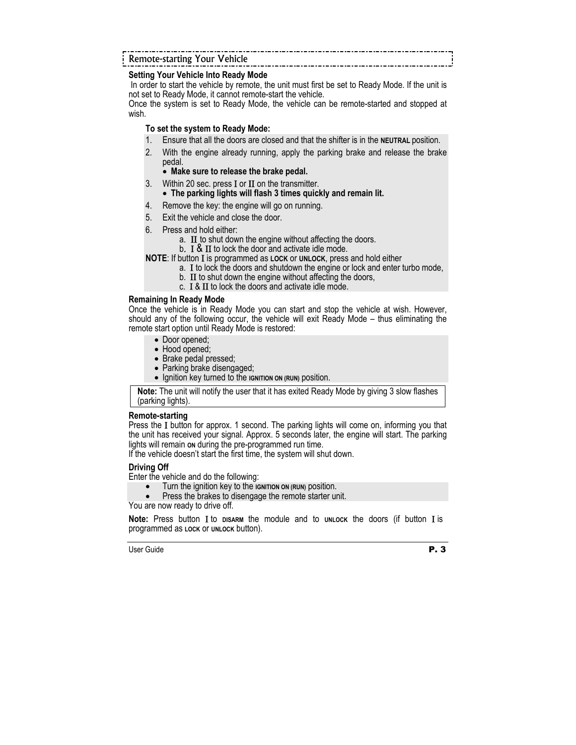## Remote-starting Your Vehicle

**Setting Your Vehicle Into Ready Mode**

In order to start the vehicle by remote, the unit must first be set to Ready Mode. If the unit is not set to Ready Mode, it cannot remote-start the vehicle.

Once the system is set to Ready Mode, the vehicle can be remote-started and stopped at wish.

**To set the system to Ready Mode:**

1. Ensure that all the doors are closed and that the shifter is in the **NEUTRAL** position.
2. With the engine already running, apply the parking brake and release the brake pedal.
   - **Make sure to release the brake pedal.**
3. Within 20 sec. press I or II on the transmitter.
   - **The parking lights will flash 3 times quickly and remain lit.**
4. Remove the key: the engine will go on running.
5. Exit the vehicle and close the door.
6. Press and hold either:
   a. II to shut down the engine without affecting the doors.
   b. I & II to lock the door and activate idle mode.

**NOTE**: If button I is programmed as **LOCK** or **UNLOCK**, press and hold either
   a. I to lock the doors and shutdown the engine or lock and enter turbo mode,
   b. II to shut down the engine without affecting the doors,
   c. I & II to lock the doors and activate idle mode.

**Remaining In Ready Mode**

Once the vehicle is in Ready Mode you can start and stop the vehicle at wish. However, should any of the following occur, the vehicle will exit Ready Mode – thus eliminating the remote start option until Ready Mode is restored:

- Door opened;
- Hood opened;
- Brake pedal pressed;
- Parking brake disengaged;
- Ignition key turned to the **IGNITION ON (RUN)** position.

**Note:** The unit will notify the user that it has exited Ready Mode by giving 3 slow flashes (parking lights).

**Remote-starting**

Press the I button for approx. 1 second. The parking lights will come on, informing you that the unit has received your signal. Approx. 5 seconds later, the engine will start. The parking lights will remain **ON** during the pre-programmed run time.

If the vehicle doesn't start the first time, the system will shut down.

**Driving Off**

Enter the vehicle and do the following:

- Turn the ignition key to the **IGNITION ON (RUN)** position.
- Press the brakes to disengage the remote starter unit.

You are now ready to drive off.

**Note:** Press button I to **DISARM** the module and to **UNLOCK** the doors (if button I is programmed as **LOCK** or **UNLOCK** button).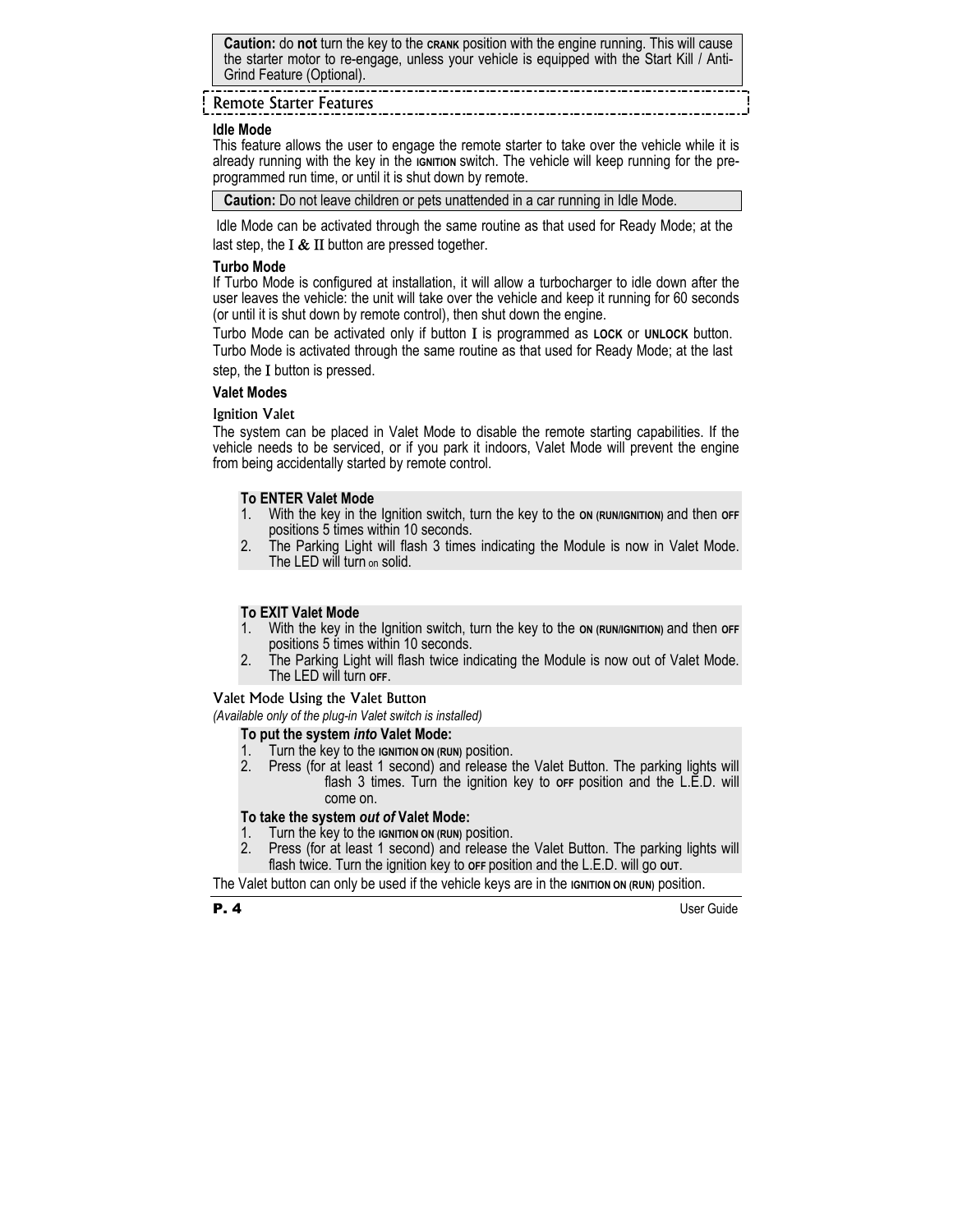**Caution:** do **not** turn the key to the CRANK position with the engine running. This will cause the starter motor to re-engage, unless your vehicle is equipped with the Start Kill / Anti-Grind Feature (Optional).

## Remote Starter Features

### Idle Mode

This feature allows the user to engage the remote starter to take over the vehicle while it is already running with the key in the IGNITION switch. The vehicle will keep running for the pre-programmed run time, or until it is shut down by remote.

**Caution:** Do not leave children or pets unattended in a car running in Idle Mode.

Idle Mode can be activated through the same routine as that used for Ready Mode; at the last step, the I & II button are pressed together.

### Turbo Mode

If Turbo Mode is configured at installation, it will allow a turbocharger to idle down after the user leaves the vehicle: the unit will take over the vehicle and keep it running for 60 seconds (or until it is shut down by remote control), then shut down the engine.

Turbo Mode can be activated only if button I is programmed as LOCK or UNLOCK button. Turbo Mode is activated through the same routine as that used for Ready Mode; at the last step, the I button is pressed.

### Valet Modes

#### Ignition Valet

The system can be placed in Valet Mode to disable the remote starting capabilities. If the vehicle needs to be serviced, or if you park it indoors, Valet Mode will prevent the engine from being accidentally started by remote control.

**To ENTER Valet Mode**

1. With the key in the Ignition switch, turn the key to the ON (RUN/IGNITION) and then OFF positions 5 times within 10 seconds.
2. The Parking Light will flash 3 times indicating the Module is now in Valet Mode. The LED will turn on solid.

**To EXIT Valet Mode**

1. With the key in the Ignition switch, turn the key to the ON (RUN/IGNITION) and then OFF positions 5 times within 10 seconds.
2. The Parking Light will flash twice indicating the Module is now out of Valet Mode. The LED will turn OFF.

#### Valet Mode Using the Valet Button

*(Available only of the plug-in Valet switch is installed)*

**To put the system *into* Valet Mode:**

1. Turn the key to the IGNITION ON (RUN) position.
2. Press (for at least 1 second) and release the Valet Button. The parking lights will flash 3 times. Turn the ignition key to OFF position and the L.E.D. will come on.

**To take the system *out of* Valet Mode:**

1. Turn the key to the IGNITION ON (RUN) position.
2. Press (for at least 1 second) and release the Valet Button. The parking lights will flash twice. Turn the ignition key to OFF position and the L.E.D. will go OUT.

The Valet button can only be used if the vehicle keys are in the IGNITION ON (RUN) position.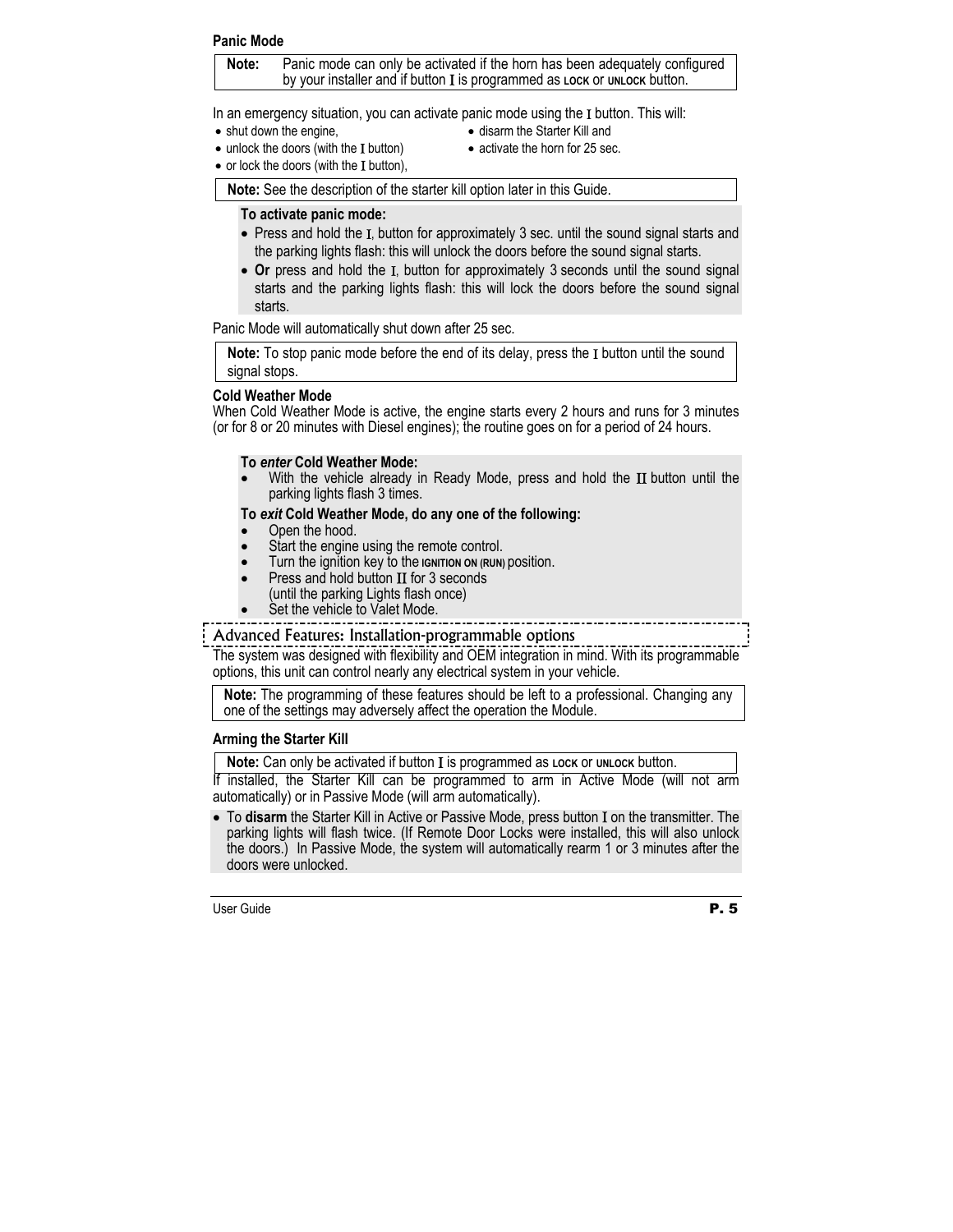### Panic Mode

**Note:** Panic mode can only be activated if the horn has been adequately configured by your installer and if button I is programmed as LOCK or UNLOCK button.

In an emergency situation, you can activate panic mode using the I button. This will:

- shut down the engine,
- unlock the doors (with the I button)
- or lock the doors (with the I button),
- disarm the Starter Kill and
- activate the horn for 25 sec.

**Note:** See the description of the starter kill option later in this Guide.

**To activate panic mode:**

- Press and hold the I, button for approximately 3 sec. until the sound signal starts and the parking lights flash: this will unlock the doors before the sound signal starts.
- **Or** press and hold the I, button for approximately 3 seconds until the sound signal starts and the parking lights flash: this will lock the doors before the sound signal starts.

Panic Mode will automatically shut down after 25 sec.

**Note:** To stop panic mode before the end of its delay, press the I button until the sound signal stops.

### Cold Weather Mode

When Cold Weather Mode is active, the engine starts every 2 hours and runs for 3 minutes (or for 8 or 20 minutes with Diesel engines); the routine goes on for a period of 24 hours.

**To *enter* Cold Weather Mode:**

- With the vehicle already in Ready Mode, press and hold the II button until the parking lights flash 3 times.

**To *exit* Cold Weather Mode, do any one of the following:**

- Open the hood.
- Start the engine using the remote control.
- Turn the ignition key to the IGNITION ON (RUN) position.
- Press and hold button II for 3 seconds (until the parking Lights flash once)
- Set the vehicle to Valet Mode.

## Advanced Features: Installation-programmable options

The system was designed with flexibility and OEM integration in mind. With its programmable options, this unit can control nearly any electrical system in your vehicle.

**Note:** The programming of these features should be left to a professional. Changing any one of the settings may adversely affect the operation the Module.

### Arming the Starter Kill

**Note:** Can only be activated if button I is programmed as LOCK or UNLOCK button.

If installed, the Starter Kill can be programmed to arm in Active Mode (will not arm automatically) or in Passive Mode (will arm automatically).

- To **disarm** the Starter Kill in Active or Passive Mode, press button I on the transmitter. The parking lights will flash twice. (If Remote Door Locks were installed, this will also unlock the doors.) In Passive Mode, the system will automatically rearm 1 or 3 minutes after the doors were unlocked.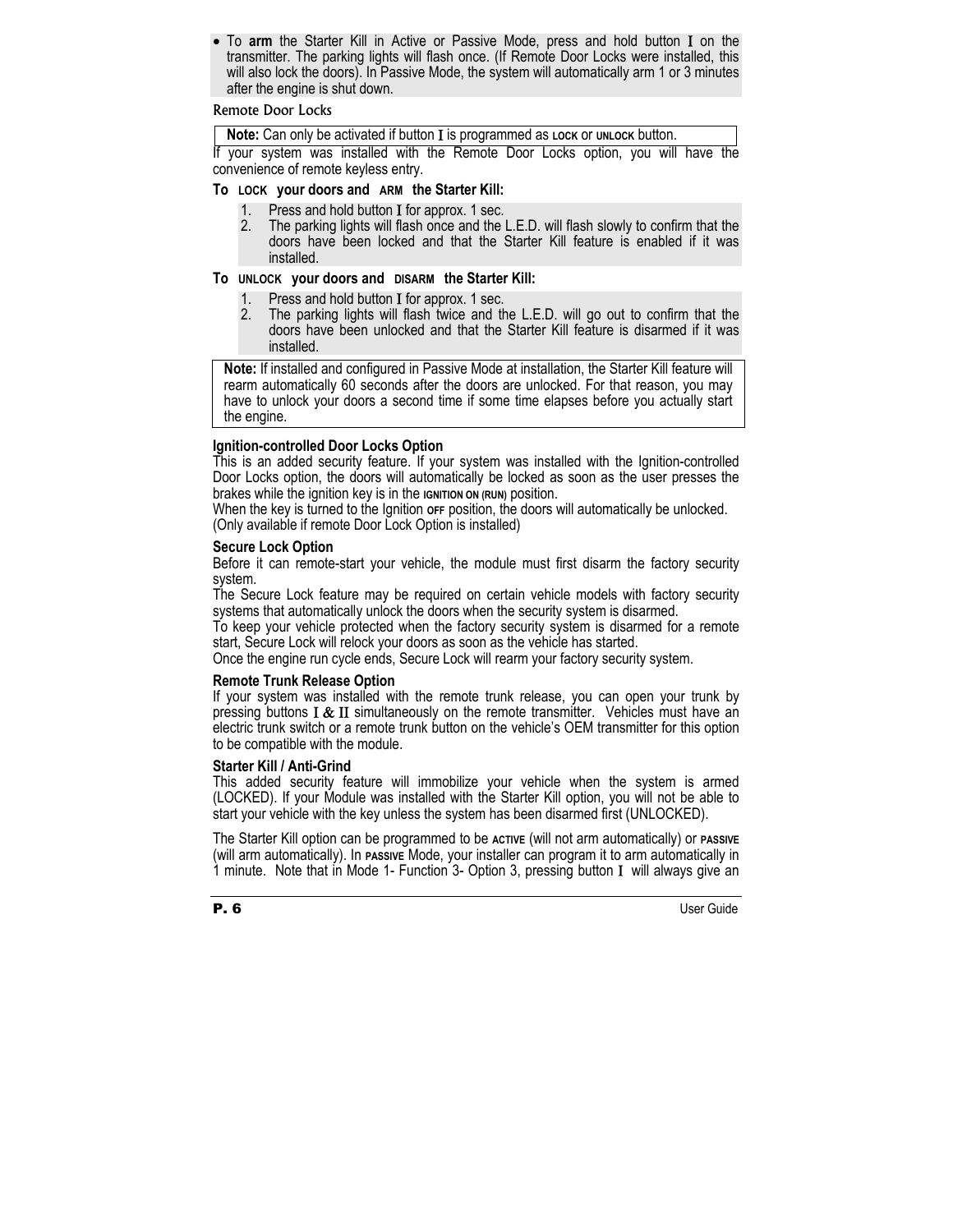- To **arm** the Starter Kill in Active or Passive Mode, press and hold button I on the transmitter. The parking lights will flash once. (If Remote Door Locks were installed, this will also lock the doors). In Passive Mode, the system will automatically arm 1 or 3 minutes after the engine is shut down.

### Remote Door Locks

**Note:** Can only be activated if button I is programmed as LOCK or UNLOCK button.

If your system was installed with the Remote Door Locks option, you will have the convenience of remote keyless entry.

**To LOCK your doors and ARM the Starter Kill:**

1. Press and hold button I for approx. 1 sec.
2. The parking lights will flash once and the L.E.D. will flash slowly to confirm that the doors have been locked and that the Starter Kill feature is enabled if it was installed.

**To UNLOCK your doors and DISARM the Starter Kill:**

1. Press and hold button I for approx. 1 sec.
2. The parking lights will flash twice and the L.E.D. will go out to confirm that the doors have been unlocked and that the Starter Kill feature is disarmed if it was installed.

**Note:** If installed and configured in Passive Mode at installation, the Starter Kill feature will rearm automatically 60 seconds after the doors are unlocked. For that reason, you may have to unlock your doors a second time if some time elapses before you actually start the engine.

**Ignition-controlled Door Locks Option**

This is an added security feature. If your system was installed with the Ignition-controlled Door Locks option, the doors will automatically be locked as soon as the user presses the brakes while the ignition key is in the IGNITION ON (RUN) position.

When the key is turned to the Ignition OFF position, the doors will automatically be unlocked. (Only available if remote Door Lock Option is installed)

**Secure Lock Option**

Before it can remote-start your vehicle, the module must first disarm the factory security system.

The Secure Lock feature may be required on certain vehicle models with factory security systems that automatically unlock the doors when the security system is disarmed.

To keep your vehicle protected when the factory security system is disarmed for a remote start, Secure Lock will relock your doors as soon as the vehicle has started.

Once the engine run cycle ends, Secure Lock will rearm your factory security system.

**Remote Trunk Release Option**

If your system was installed with the remote trunk release, you can open your trunk by pressing buttons I & II simultaneously on the remote transmitter. Vehicles must have an electric trunk switch or a remote trunk button on the vehicle's OEM transmitter for this option to be compatible with the module.

**Starter Kill / Anti-Grind**

This added security feature will immobilize your vehicle when the system is armed (LOCKED). If your Module was installed with the Starter Kill option, you will not be able to start your vehicle with the key unless the system has been disarmed first (UNLOCKED).

The Starter Kill option can be programmed to be ACTIVE (will not arm automatically) or PASSIVE (will arm automatically). In PASSIVE Mode, your installer can program it to arm automatically in 1 minute. Note that in Mode 1- Function 3- Option 3, pressing button I will always give an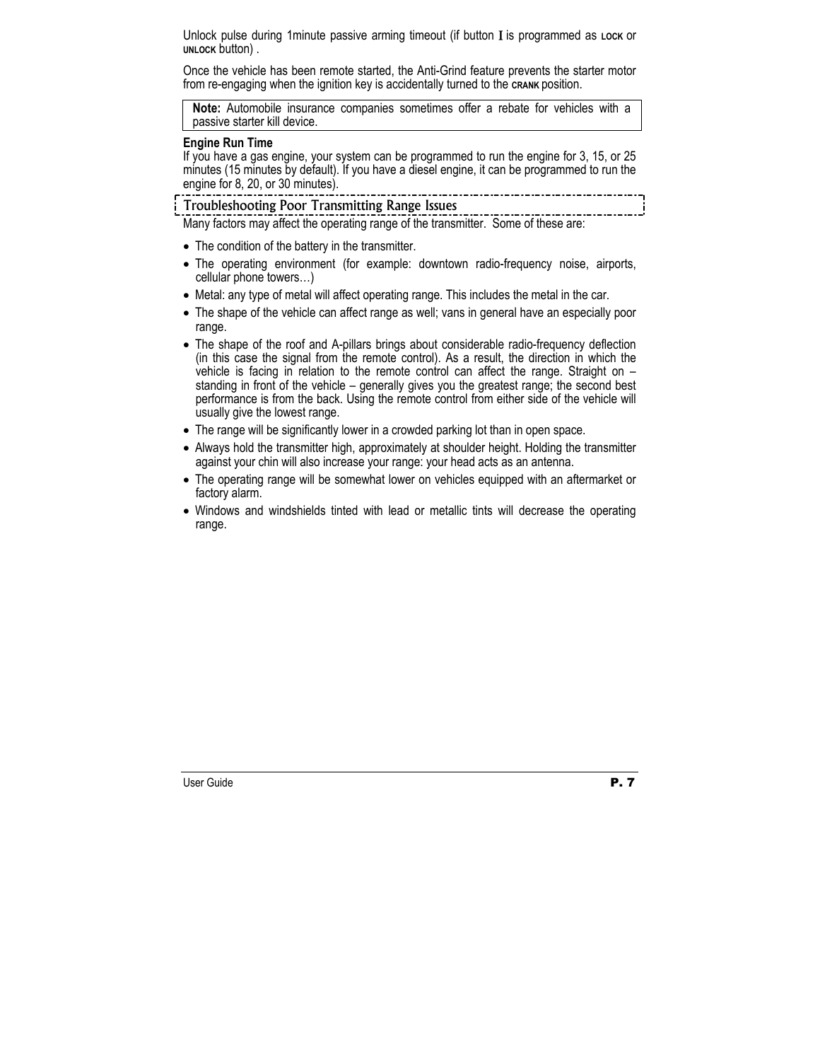Unlock pulse during 1minute passive arming timeout (if button I is programmed as LOCK or UNLOCK button) .

Once the vehicle has been remote started, the Anti-Grind feature prevents the starter motor from re-engaging when the ignition key is accidentally turned to the CRANK position.

**Note:** Automobile insurance companies sometimes offer a rebate for vehicles with a passive starter kill device.

**Engine Run Time**
If you have a gas engine, your system can be programmed to run the engine for 3, 15, or 25 minutes (15 minutes by default). If you have a diesel engine, it can be programmed to run the engine for 8, 20, or 30 minutes).

## Troubleshooting Poor Transmitting Range Issues

Many factors may affect the operating range of the transmitter. Some of these are:

- The condition of the battery in the transmitter.
- The operating environment (for example: downtown radio-frequency noise, airports, cellular phone towers…)
- Metal: any type of metal will affect operating range. This includes the metal in the car.
- The shape of the vehicle can affect range as well; vans in general have an especially poor range.
- The shape of the roof and A-pillars brings about considerable radio-frequency deflection (in this case the signal from the remote control). As a result, the direction in which the vehicle is facing in relation to the remote control can affect the range. Straight on – standing in front of the vehicle – generally gives you the greatest range; the second best performance is from the back. Using the remote control from either side of the vehicle will usually give the lowest range.
- The range will be significantly lower in a crowded parking lot than in open space.
- Always hold the transmitter high, approximately at shoulder height. Holding the transmitter against your chin will also increase your range: your head acts as an antenna.
- The operating range will be somewhat lower on vehicles equipped with an aftermarket or factory alarm.
- Windows and windshields tinted with lead or metallic tints will decrease the operating range.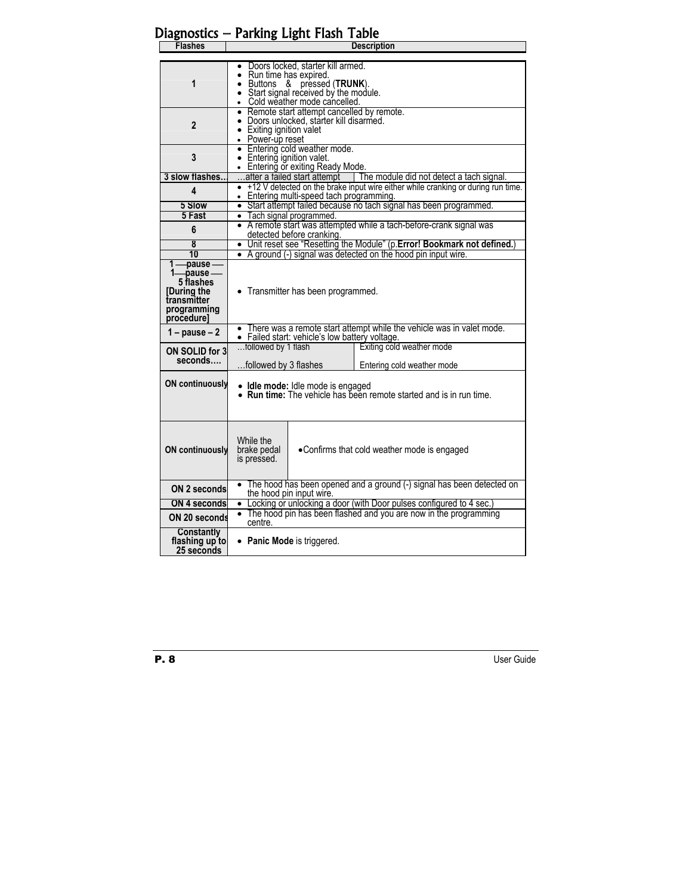## Diagnostics – Parking Light Flash Table

| Flashes | Description |
|---|---|
| 1 | • Doors locked, starter kill armed.<br>• Run time has expired.<br>• Buttons & pressed (**TRUNK**).<br>• Start signal received by the module.<br>• Cold weather mode cancelled. |
| 2 | • Remote start attempt cancelled by remote.<br>• Doors unlocked, starter kill disarmed.<br>• Exiting ignition valet<br>• Power-up reset |
| 3 | • Entering cold weather mode.<br>• Entering ignition valet.<br>• Entering or exiting Ready Mode. |
| 3 slow flashes… | …after a failed start attempt — The module did not detect a tach signal. |
| 4 | • +12 V detected on the brake input wire either while cranking or during run time.<br>• Entering multi-speed tach programming. |
| 5 Slow | • Start attempt failed because no tach signal has been programmed. |
| 5 Fast | • Tach signal programmed. |
| 6 | • A remote start was attempted while a tach-before-crank signal was detected before cranking. |
| 8 | • Unit reset see "Resetting the Module" (p.**Error! Bookmark not defined.**) |
| 10 | • A ground (-) signal was detected on the hood pin input wire. |
| 1 —pause — 1—pause — 5 flashes [During the transmitter programming procedure] | • Transmitter has been programmed. |
| 1 – pause – 2 | • There was a remote start attempt while the vehicle was in valet mode.<br>• Failed start: vehicle's low battery voltage. |
| ON SOLID for 3 seconds…. | …followed by 1 flash — Exiting cold weather mode<br>…followed by 3 flashes — Entering cold weather mode |
| ON continuously | • **Idle mode:** Idle mode is engaged<br>• **Run time:** The vehicle has been remote started and is in run time. |
| ON continuously | While the brake pedal is pressed. — •Confirms that cold weather mode is engaged |
| ON 2 seconds | • The hood has been opened and a ground (-) signal has been detected on the hood pin input wire. |
| ON 4 seconds | • Locking or unlocking a door (with Door pulses configured to 4 sec.) |
| ON 20 seconds | • The hood pin has been flashed and you are now in the programming centre. |
| Constantly flashing up to 25 seconds | • **Panic Mode** is triggered. |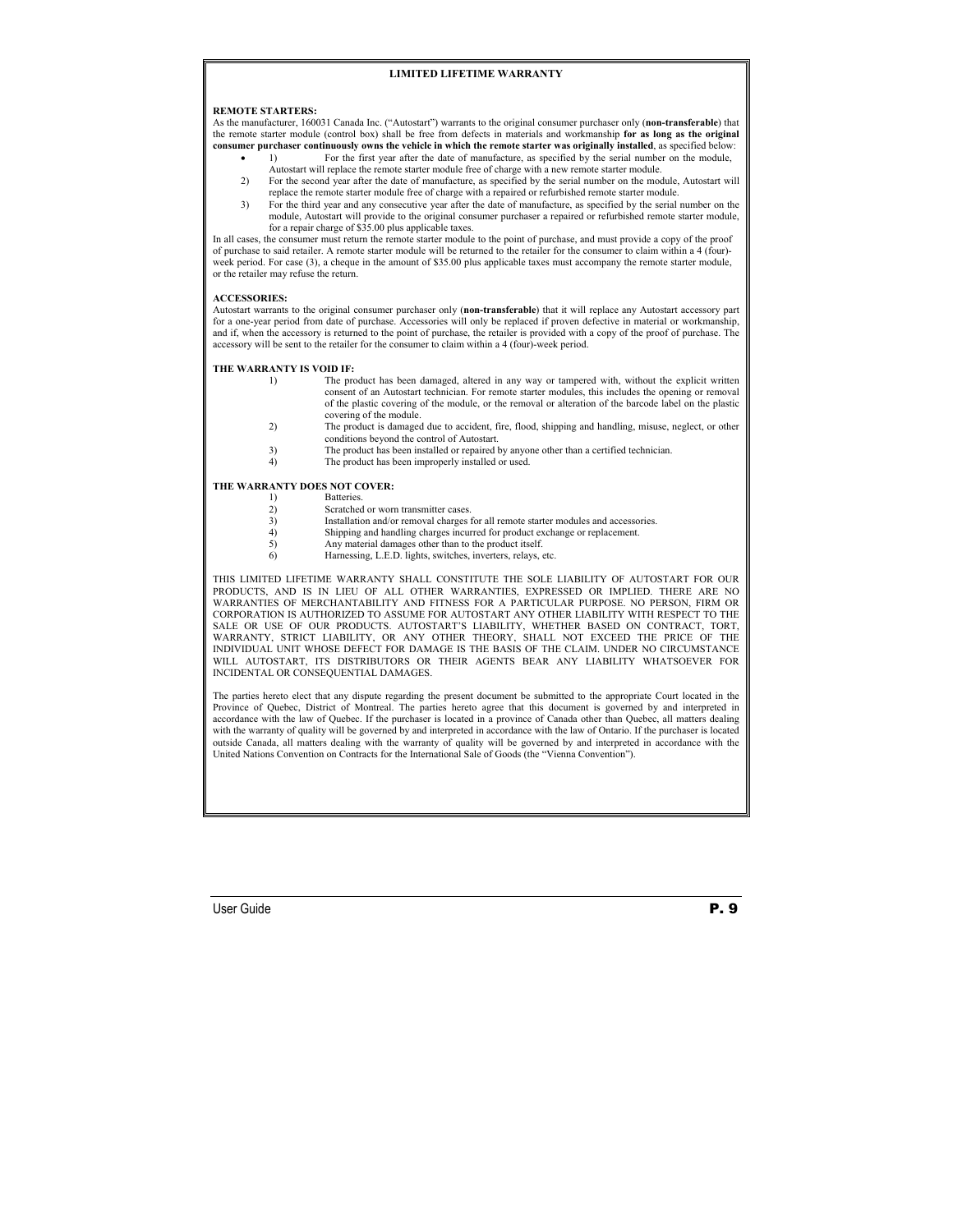# LIMITED LIFETIME WARRANTY

**REMOTE STARTERS:**

As the manufacturer, 160031 Canada Inc. ("Autostart") warrants to the original consumer purchaser only (**non-transferable**) that the remote starter module (control box) shall be free from defects in materials and workmanship **for as long as the original consumer purchaser continuously owns the vehicle in which the remote starter was originally installed**, as specified below:

- 1) For the first year after the date of manufacture, as specified by the serial number on the module, Autostart will replace the remote starter module free of charge with a new remote starter module.

2) For the second year after the date of manufacture, as specified by the serial number on the module, Autostart will replace the remote starter module free of charge with a repaired or refurbished remote starter module.

3) For the third year and any consecutive year after the date of manufacture, as specified by the serial number on the module, Autostart will provide to the original consumer purchaser a repaired or refurbished remote starter module, for a repair charge of $35.00 plus applicable taxes.

In all cases, the consumer must return the remote starter module to the point of purchase, and must provide a copy of the proof of purchase to said retailer. A remote starter module will be returned to the retailer for the consumer to claim within a 4 (four)-week period. For case (3), a cheque in the amount of $35.00 plus applicable taxes must accompany the remote starter module, or the retailer may refuse the return.

**ACCESSORIES:**

Autostart warrants to the original consumer purchaser only (**non-transferable**) that it will replace any Autostart accessory part for a one-year period from date of purchase. Accessories will only be replaced if proven defective in material or workmanship, and if, when the accessory is returned to the point of purchase, the retailer is provided with a copy of the proof of purchase. The accessory will be sent to the retailer for the consumer to claim within a 4 (four)-week period.

**THE WARRANTY IS VOID IF:**

1) The product has been damaged, altered in any way or tampered with, without the explicit written consent of an Autostart technician. For remote starter modules, this includes the opening or removal of the plastic covering of the module, or the removal or alteration of the barcode label on the plastic covering of the module.

2) The product is damaged due to accident, fire, flood, shipping and handling, misuse, neglect, or other conditions beyond the control of Autostart.

3) The product has been installed or repaired by anyone other than a certified technician.

4) The product has been improperly installed or used.

**THE WARRANTY DOES NOT COVER:**

1) Batteries.

2) Scratched or worn transmitter cases.

3) Installation and/or removal charges for all remote starter modules and accessories.

4) Shipping and handling charges incurred for product exchange or replacement.

5) Any material damages other than to the product itself.

6) Harnessing, L.E.D. lights, switches, inverters, relays, etc.

THIS LIMITED LIFETIME WARRANTY SHALL CONSTITUTE THE SOLE LIABILITY OF AUTOSTART FOR OUR PRODUCTS, AND IS IN LIEU OF ALL OTHER WARRANTIES, EXPRESSED OR IMPLIED. THERE ARE NO WARRANTIES OF MERCHANTABILITY AND FITNESS FOR A PARTICULAR PURPOSE. NO PERSON, FIRM OR CORPORATION IS AUTHORIZED TO ASSUME FOR AUTOSTART ANY OTHER LIABILITY WITH RESPECT TO THE SALE OR USE OF OUR PRODUCTS. AUTOSTART'S LIABILITY, WHETHER BASED ON CONTRACT, TORT, WARRANTY, STRICT LIABILITY, OR ANY OTHER THEORY, SHALL NOT EXCEED THE PRICE OF THE INDIVIDUAL UNIT WHOSE DEFECT FOR DAMAGE IS THE BASIS OF THE CLAIM. UNDER NO CIRCUMSTANCE WILL AUTOSTART, ITS DISTRIBUTORS OR THEIR AGENTS BEAR ANY LIABILITY WHATSOEVER FOR INCIDENTAL OR CONSEQUENTIAL DAMAGES.

The parties hereto elect that any dispute regarding the present document be submitted to the appropriate Court located in the Province of Quebec, District of Montreal. The parties hereto agree that this document is governed by and interpreted in accordance with the law of Quebec. If the purchaser is located in a province of Canada other than Quebec, all matters dealing with the warranty of quality will be governed by and interpreted in accordance with the law of Ontario. If the purchaser is located outside Canada, all matters dealing with the warranty of quality will be governed by and interpreted in accordance with the United Nations Convention on Contracts for the International Sale of Goods (the "Vienna Convention").